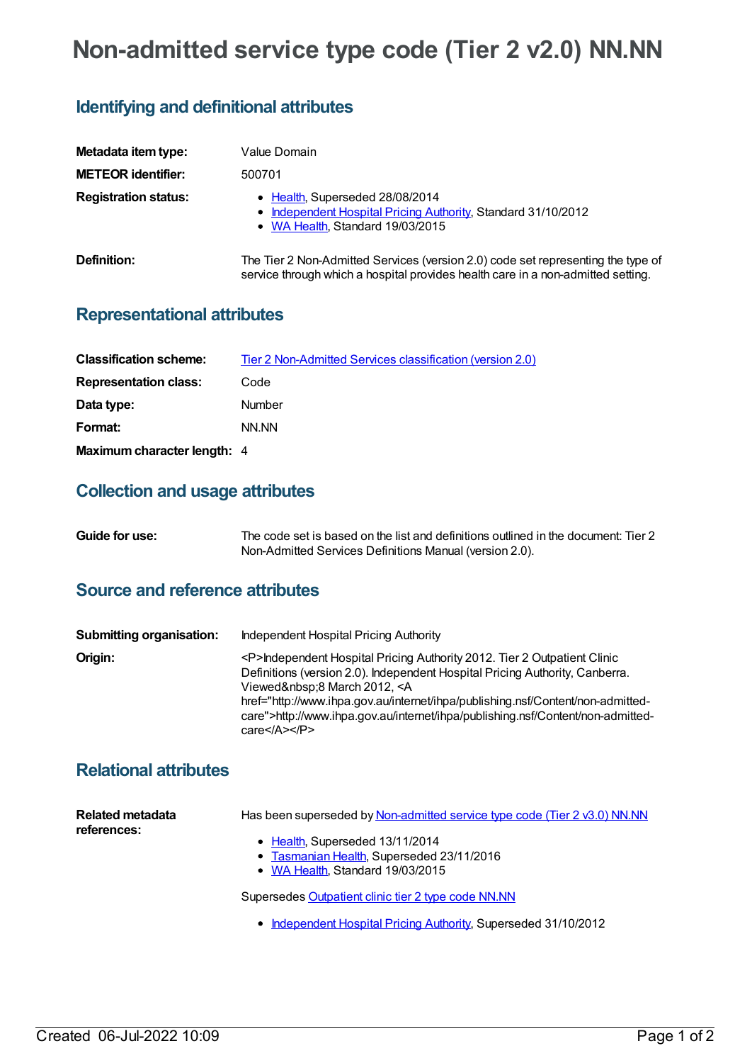# Non-admitted service type code (Tier 2 v2.0) NN.NN

## Identifying and definitional attributes

**Metadata item type:** Value Domain

**METEOR identifier:** 500701

**Registration status:**
- Health, Superseded 28/08/2014
- Independent Hospital Pricing Authority, Standard 31/10/2012
- WA Health, Standard 19/03/2015

**Definition:** The Tier 2 Non-Admitted Services (version 2.0) code set representing the type of service through which a hospital provides health care in a non-admitted setting.

## Representational attributes

**Classification scheme:** Tier 2 Non-Admitted Services classification (version 2.0)

**Representation class:** Code

**Data type:** Number

**Format:** NN.NN

**Maximum character length:** 4

## Collection and usage attributes

**Guide for use:** The code set is based on the list and definitions outlined in the document: Tier 2 Non-Admitted Services Definitions Manual (version 2.0).

## Source and reference attributes

**Submitting organisation:** Independent Hospital Pricing Authority

**Origin:** <P>Independent Hospital Pricing Authority 2012. Tier 2 Outpatient Clinic Definitions (version 2.0). Independent Hospital Pricing Authority, Canberra. Viewed&nbsp;8 March 2012, <A href="http://www.ihpa.gov.au/internet/ihpa/publishing.nsf/Content/non-admitted-care">http://www.ihpa.gov.au/internet/ihpa/publishing.nsf/Content/non-admitted-care</A></P>

## Relational attributes

**Related metadata references:**

Has been superseded by Non-admitted service type code (Tier 2 v3.0) NN.NN

- Health, Superseded 13/11/2014
- Tasmanian Health, Superseded 23/11/2016
- WA Health, Standard 19/03/2015

Supersedes Outpatient clinic tier 2 type code NN.NN

- Independent Hospital Pricing Authority, Superseded 31/10/2012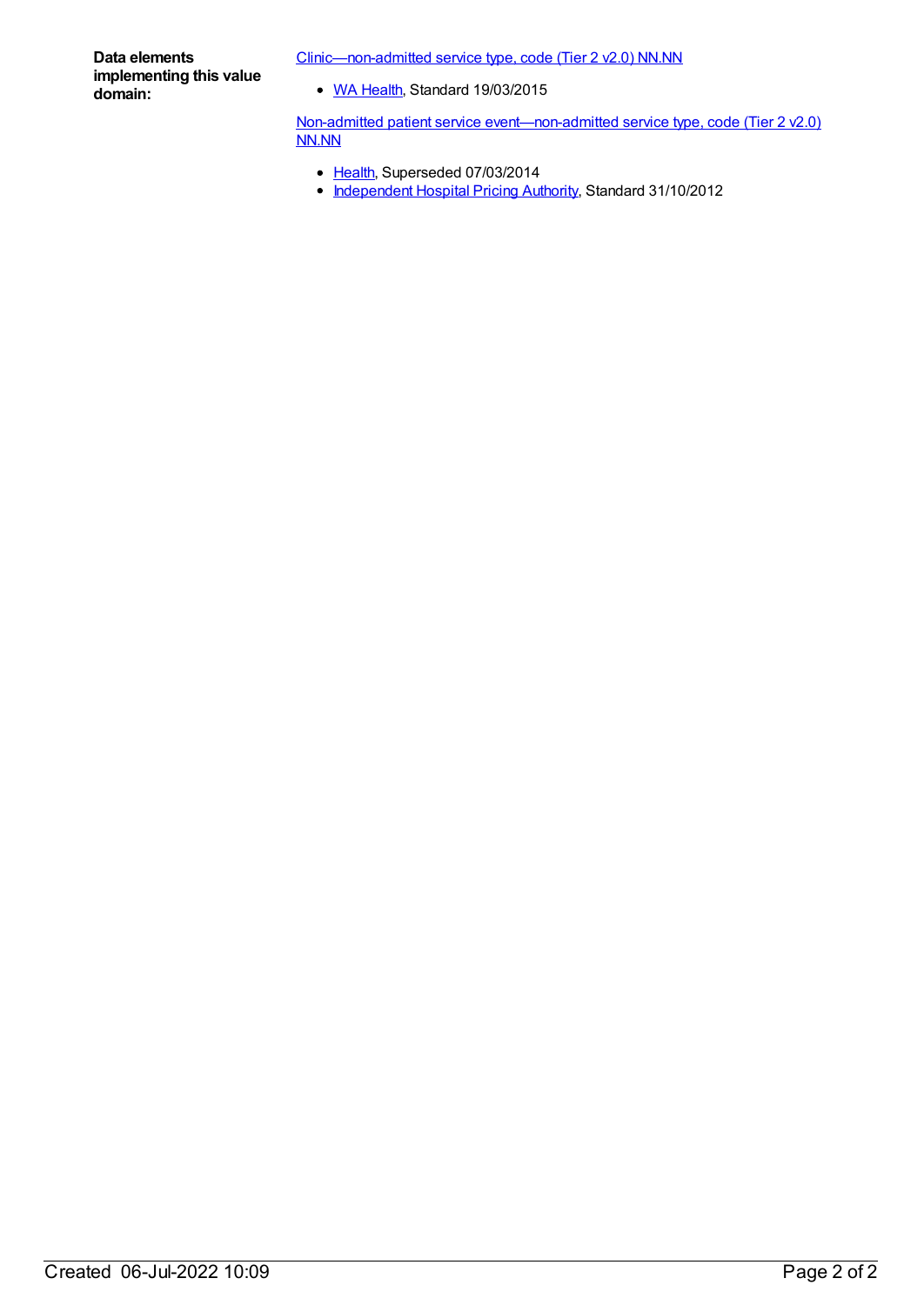**Data elements implementing this value domain:**

Clinic—non-admitted service type, code (Tier 2 v2.0) NN.NN

- WA Health, Standard 19/03/2015

Non-admitted patient service event—non-admitted service type, code (Tier 2 v2.0) NN.NN

- Health, Superseded 07/03/2014
- Independent Hospital Pricing Authority, Standard 31/10/2012